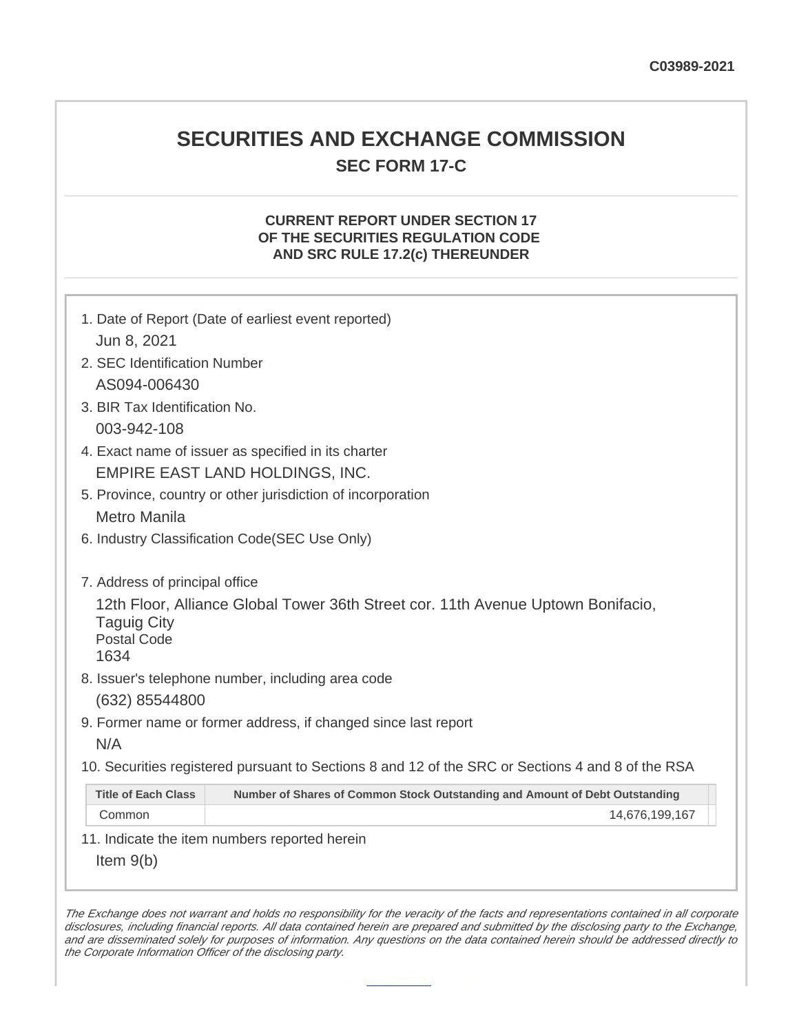C03989-2021

# SECURITIES AND EXCHANGE COMMISSION

## SEC FORM 17-C

### CURRENT REPORT UNDER SECTION 17
### OF THE SECURITIES REGULATION CODE
### AND SRC RULE 17.2(c) THEREUNDER

1. Date of Report (Date of earliest event reported)

   Jun 8, 2021

2. SEC Identification Number

   AS094-006430

3. BIR Tax Identification No.

   003-942-108

4. Exact name of issuer as specified in its charter

   EMPIRE EAST LAND HOLDINGS, INC.

5. Province, country or other jurisdiction of incorporation

   Metro Manila

6. Industry Classification Code(SEC Use Only)

7. Address of principal office

   12th Floor, Alliance Global Tower 36th Street cor. 11th Avenue Uptown Bonifacio, Taguig City
   Postal Code
   1634

8. Issuer's telephone number, including area code

   (632) 85544800

9. Former name or former address, if changed since last report

   N/A

10. Securities registered pursuant to Sections 8 and 12 of the SRC or Sections 4 and 8 of the RSA

| Title of Each Class | Number of Shares of Common Stock Outstanding and Amount of Debt Outstanding |
|---|---|
| Common | 14,676,199,167 |

11. Indicate the item numbers reported herein

   Item 9(b)

*The Exchange does not warrant and holds no responsibility for the veracity of the facts and representations contained in all corporate disclosures, including financial reports. All data contained herein are prepared and submitted by the disclosing party to the Exchange, and are disseminated solely for purposes of information. Any questions on the data contained herein should be addressed directly to the Corporate Information Officer of the disclosing party.*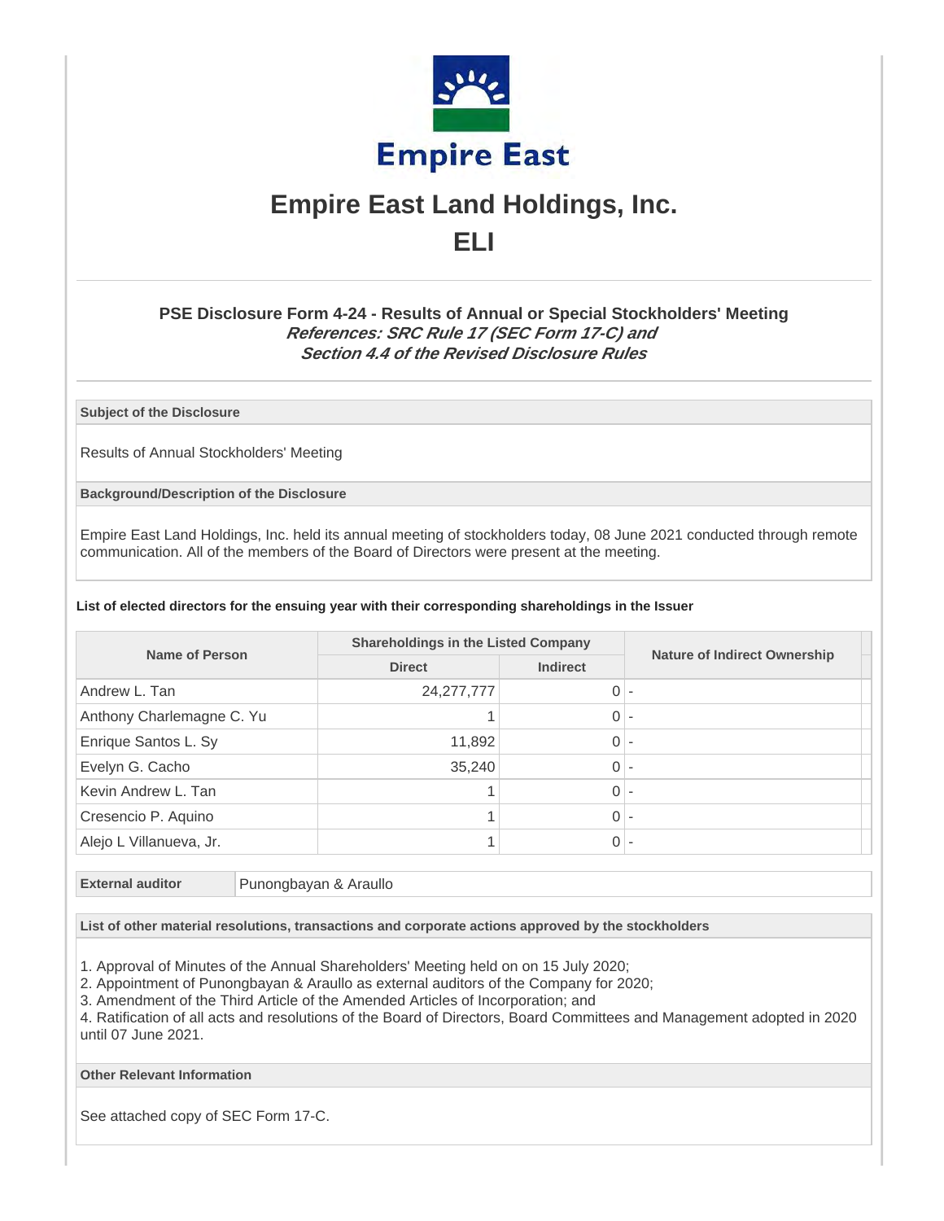# Empire East Land Holdings, Inc.

# ELI

### PSE Disclosure Form 4-24 - Results of Annual or Special Stockholders' Meeting

***References: SRC Rule 17 (SEC Form 17-C) and Section 4.4 of the Revised Disclosure Rules***

**Subject of the Disclosure**

Results of Annual Stockholders' Meeting

**Background/Description of the Disclosure**

Empire East Land Holdings, Inc. held its annual meeting of stockholders today, 08 June 2021 conducted through remote communication. All of the members of the Board of Directors were present at the meeting.

**List of elected directors for the ensuing year with their corresponding shareholdings in the Issuer**

| Name of Person | Shareholdings in the Listed Company | | Nature of Indirect Ownership |
|---|---|---|---|
| | Direct | Indirect | |
| Andrew L. Tan | 24,277,777 | 0 | - |
| Anthony Charlemagne C. Yu | 1 | 0 | - |
| Enrique Santos L. Sy | 11,892 | 0 | - |
| Evelyn G. Cacho | 35,240 | 0 | - |
| Kevin Andrew L. Tan | 1 | 0 | - |
| Cresencio P. Aquino | 1 | 0 | - |
| Alejo L Villanueva, Jr. | 1 | 0 | - |

| **External auditor** | Punongbayan & Araullo |
|---|---|

**List of other material resolutions, transactions and corporate actions approved by the stockholders**

1. Approval of Minutes of the Annual Shareholders' Meeting held on on 15 July 2020;
2. Appointment of Punongbayan & Araullo as external auditors of the Company for 2020;
3. Amendment of the Third Article of the Amended Articles of Incorporation; and
4. Ratification of all acts and resolutions of the Board of Directors, Board Committees and Management adopted in 2020 until 07 June 2021.

**Other Relevant Information**

See attached copy of SEC Form 17-C.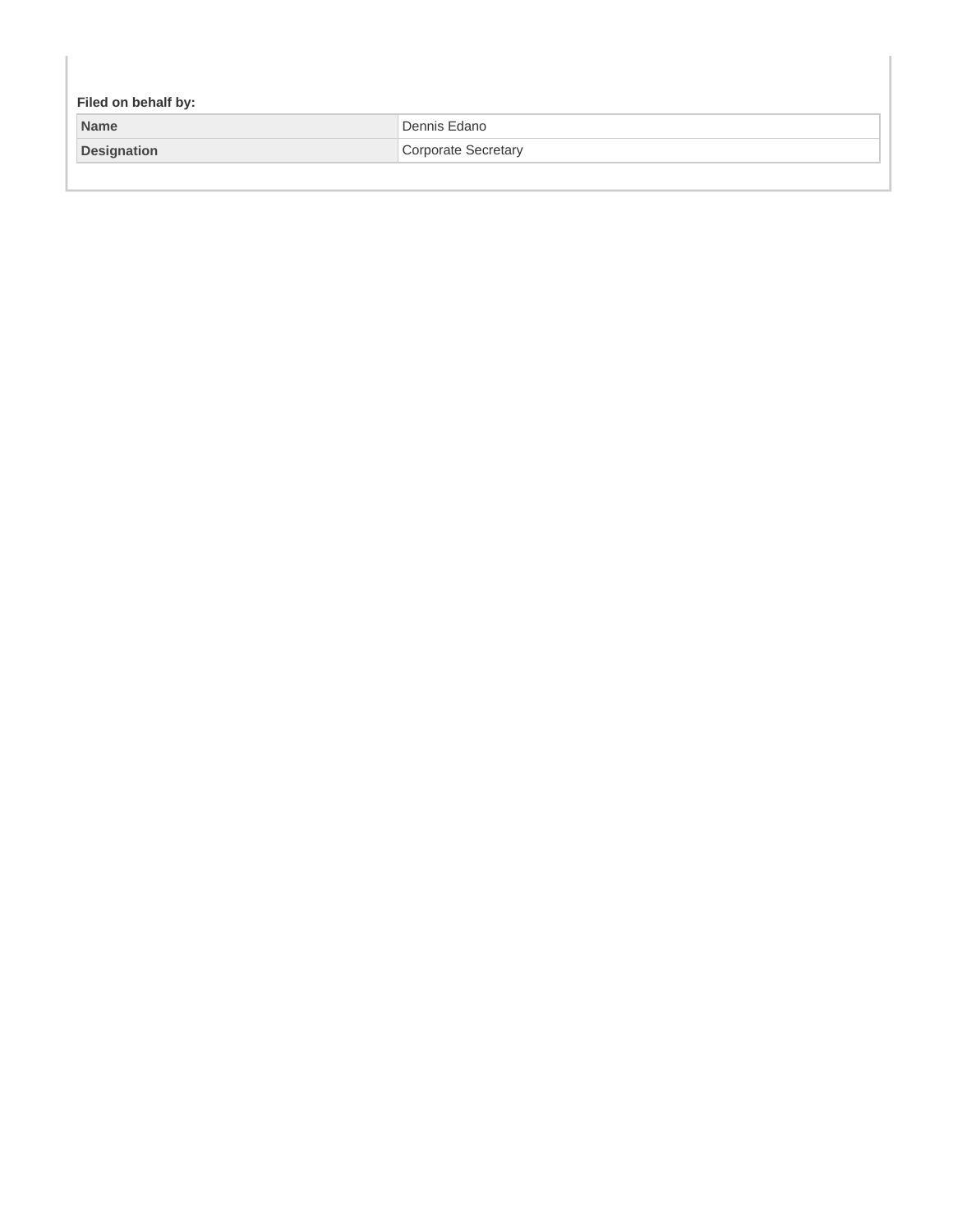**Filed on behalf by:**

| Name | Dennis Edano |
| --- | --- |
| Designation | Corporate Secretary |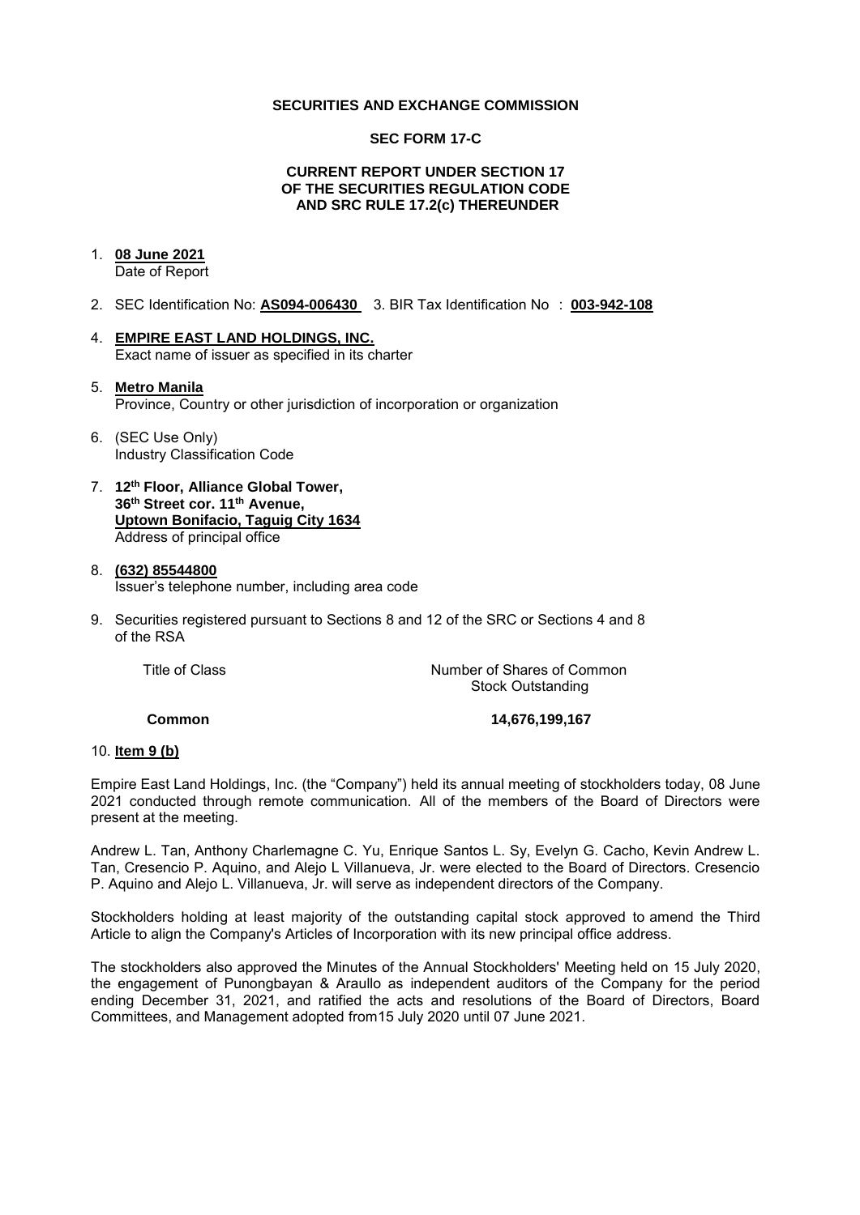**SECURITIES AND EXCHANGE COMMISSION**

**SEC FORM 17-C**

**CURRENT REPORT UNDER SECTION 17
OF THE SECURITIES REGULATION CODE
AND SRC RULE 17.2(c) THEREUNDER**

1. **08 June 2021**
   Date of Report

2. SEC Identification No: **AS094-006430** 3. BIR Tax Identification No : **003-942-108**

4. **EMPIRE EAST LAND HOLDINGS, INC.**
   Exact name of issuer as specified in its charter

5. **Metro Manila**
   Province, Country or other jurisdiction of incorporation or organization

6. (SEC Use Only)
   Industry Classification Code

7. **12th Floor, Alliance Global Tower,
   36th Street cor. 11th Avenue,
   Uptown Bonifacio, Taguig City 1634**
   Address of principal office

8. **(632) 85544800**
   Issuer's telephone number, including area code

9. Securities registered pursuant to Sections 8 and 12 of the SRC or Sections 4 and 8 of the RSA

| Title of Class | Number of Shares of Common Stock Outstanding |
|---|---|
| **Common** | **14,676,199,167** |

10. **Item 9 (b)**

Empire East Land Holdings, Inc. (the "Company") held its annual meeting of stockholders today, 08 June 2021 conducted through remote communication. All of the members of the Board of Directors were present at the meeting.

Andrew L. Tan, Anthony Charlemagne C. Yu, Enrique Santos L. Sy, Evelyn G. Cacho, Kevin Andrew L. Tan, Cresencio P. Aquino, and Alejo L Villanueva, Jr. were elected to the Board of Directors. Cresencio P. Aquino and Alejo L. Villanueva, Jr. will serve as independent directors of the Company.

Stockholders holding at least majority of the outstanding capital stock approved to amend the Third Article to align the Company's Articles of Incorporation with its new principal office address.

The stockholders also approved the Minutes of the Annual Stockholders' Meeting held on 15 July 2020, the engagement of Punongbayan & Araullo as independent auditors of the Company for the period ending December 31, 2021, and ratified the acts and resolutions of the Board of Directors, Board Committees, and Management adopted from15 July 2020 until 07 June 2021.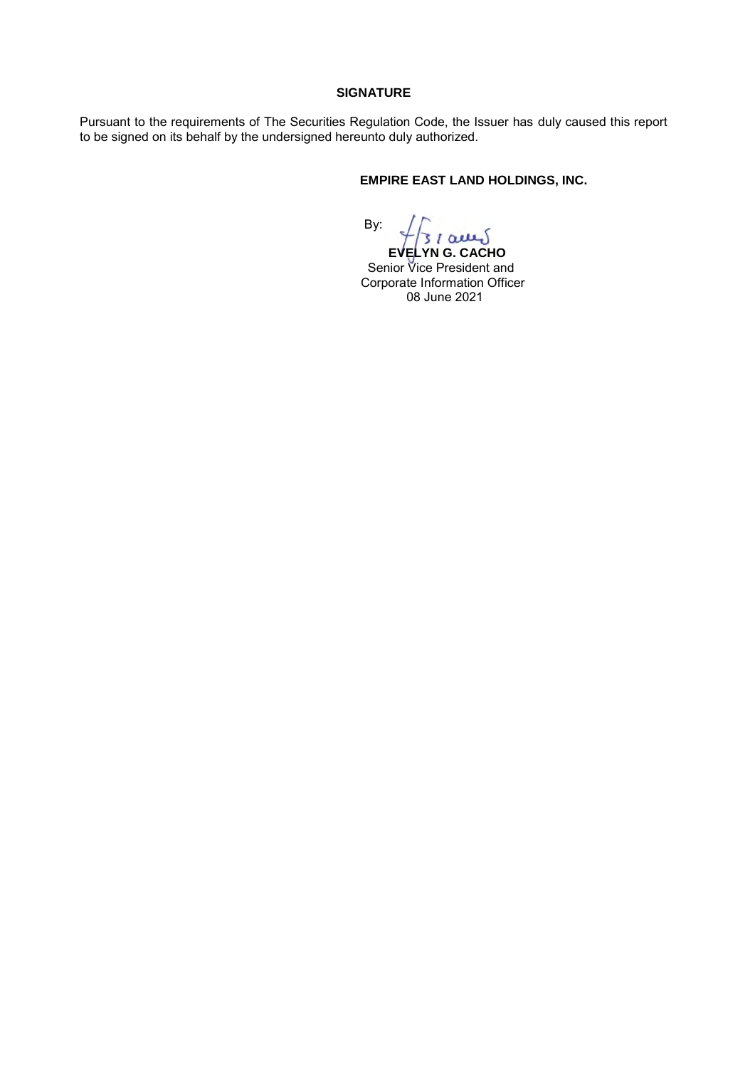**SIGNATURE**

Pursuant to the requirements of The Securities Regulation Code, the Issuer has duly caused this report to be signed on its behalf by the undersigned hereunto duly authorized.

**EMPIRE EAST LAND HOLDINGS, INC.**

By:

**EVELYN G. CACHO**
Senior Vice President and
Corporate Information Officer
08 June 2021